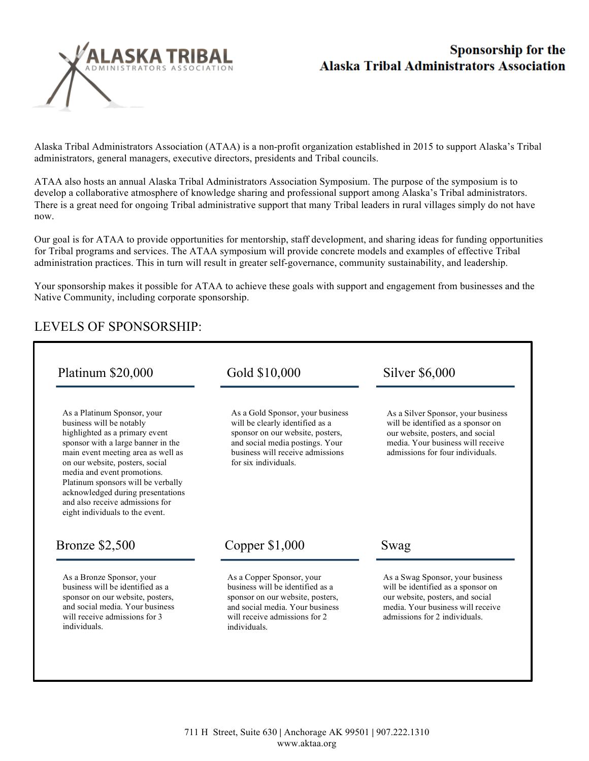# Sponsorship for the Alaska Tribal Administrators Association

Alaska Tribal Administrators Association (ATAA) is a non-profit organization established in 2015 to support Alaska's Tribal administrators, general managers, executive directors, presidents and Tribal councils.

ATAA also hosts an annual Alaska Tribal Administrators Association Symposium. The purpose of the symposium is to develop a collaborative atmosphere of knowledge sharing and professional support among Alaska's Tribal administrators. There is a great need for ongoing Tribal administrative support that many Tribal leaders in rural villages simply do not have now.

Our goal is for ATAA to provide opportunities for mentorship, staff development, and sharing ideas for funding opportunities for Tribal programs and services. The ATAA symposium will provide concrete models and examples of effective Tribal administration practices. This in turn will result in greater self-governance, community sustainability, and leadership.

Your sponsorship makes it possible for ATAA to achieve these goals with support and engagement from businesses and the Native Community, including corporate sponsorship.

## LEVELS OF SPONSORSHIP:

### Platinum $20,000

As a Platinum Sponsor, your business will be notably highlighted as a primary event sponsor with a large banner in the main event meeting area as well as on our website, posters, social media and event promotions. Platinum sponsors will be verbally acknowledged during presentations and also receive admissions for eight individuals to the event.

### Gold $10,000

As a Gold Sponsor, your business will be clearly identified as a sponsor on our website, posters, and social media postings. Your business will receive admissions for six individuals.

### Silver $6,000

As a Silver Sponsor, your business will be identified as a sponsor on our website, posters, and social media. Your business will receive admissions for four individuals.

### Bronze $2,500

As a Bronze Sponsor, your business will be identified as a sponsor on our website, posters, and social media. Your business will receive admissions for 3 individuals.

### Copper $1,000

As a Copper Sponsor, your business will be identified as a sponsor on our website, posters, and social media. Your business will receive admissions for 2 individuals.

### Swag

As a Swag Sponsor, your business will be identified as a sponsor on our website, posters, and social media. Your business will receive admissions for 2 individuals.

711 H Street, Suite 630 | Anchorage AK 99501 | 907.222.1310
www.aktaa.org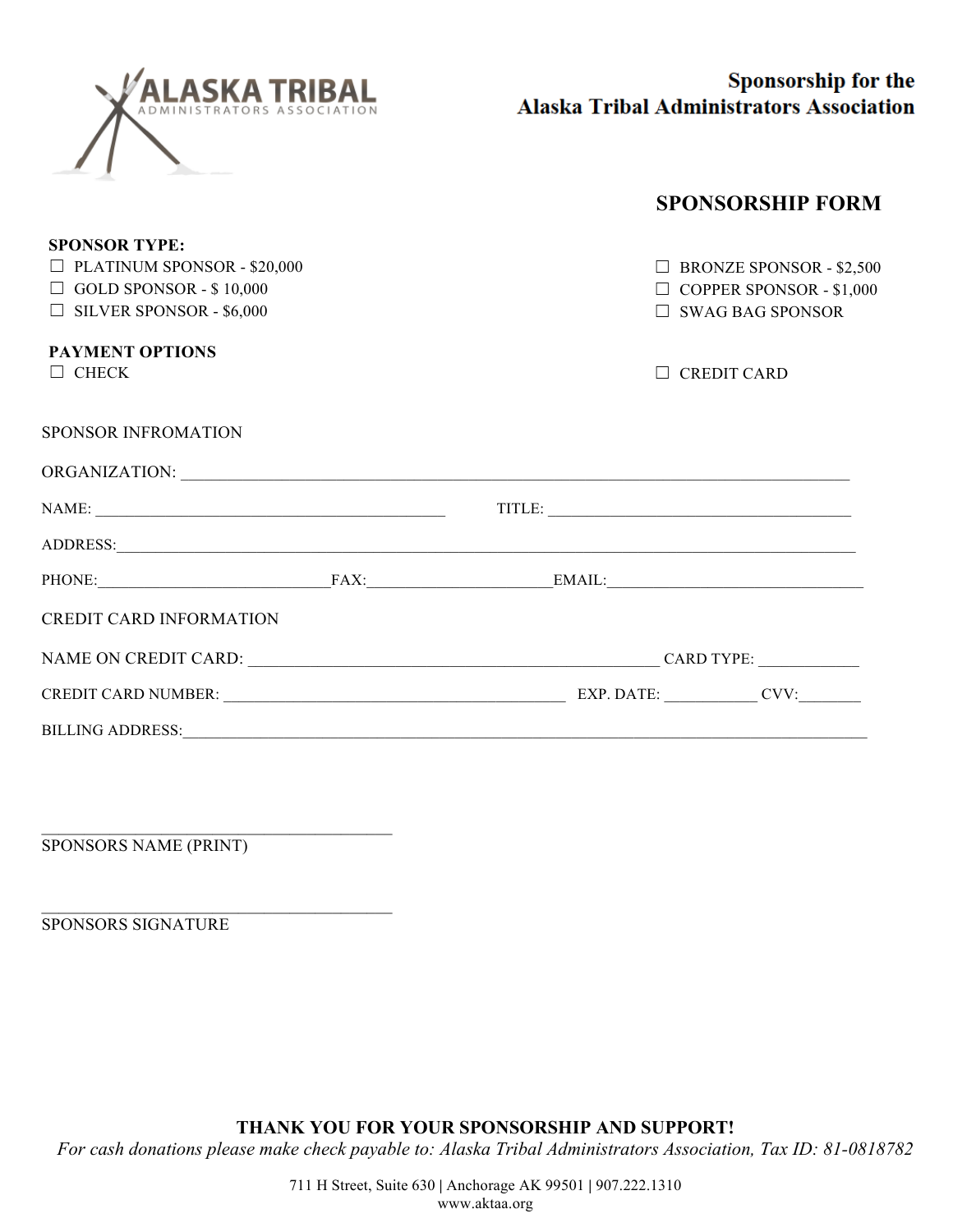ALASKA TRIBAL ADMINISTRATORS ASSOCIATION

# Sponsorship for the Alaska Tribal Administrators Association

## SPONSORSHIP FORM

**SPONSOR TYPE:**

- ☐ PLATINUM SPONSOR - $20,000
- ☐ GOLD SPONSOR - $ 10,000
- ☐ SILVER SPONSOR - $6,000
- ☐ BRONZE SPONSOR - $2,500
- ☐ COPPER SPONSOR - $1,000
- ☐ SWAG BAG SPONSOR

**PAYMENT OPTIONS**

- ☐ CHECK
- ☐ CREDIT CARD

SPONSOR INFROMATION

ORGANIZATION: ____________________________________________

NAME: ______________________________ TITLE: ______________________________

ADDRESS: ____________________________________________

PHONE: ____________________ FAX: ____________________ EMAIL: ____________________

CREDIT CARD INFORMATION

NAME ON CREDIT CARD: ______________________________ CARD TYPE: ____________

CREDIT CARD NUMBER: ______________________________ EXP. DATE: ___________ CVV: ________

BILLING ADDRESS: ____________________________________________

______________________________
SPONSORS NAME (PRINT)

______________________________
SPONSORS SIGNATURE

**THANK YOU FOR YOUR SPONSORSHIP AND SUPPORT!**

*For cash donations please make check payable to: Alaska Tribal Administrators Association, Tax ID: 81-0818782*

711 H Street, Suite 630 | Anchorage AK 99501 | 907.222.1310
www.aktaa.org